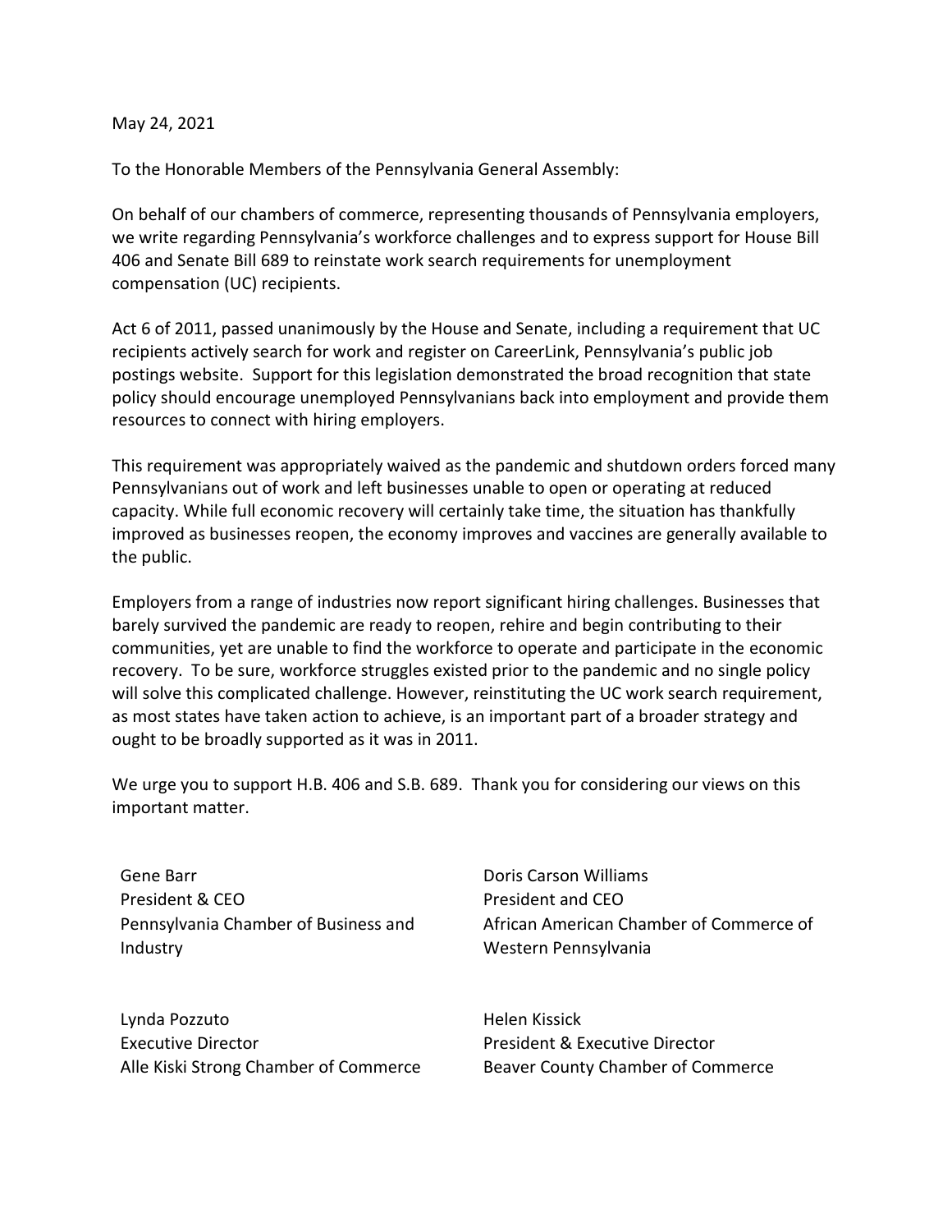May 24, 2021

To the Honorable Members of the Pennsylvania General Assembly:

On behalf of our chambers of commerce, representing thousands of Pennsylvania employers, we write regarding Pennsylvania's workforce challenges and to express support for House Bill 406 and Senate Bill 689 to reinstate work search requirements for unemployment compensation (UC) recipients.

Act 6 of 2011, passed unanimously by the House and Senate, including a requirement that UC recipients actively search for work and register on CareerLink, Pennsylvania's public job postings website. Support for this legislation demonstrated the broad recognition that state policy should encourage unemployed Pennsylvanians back into employment and provide them resources to connect with hiring employers.

This requirement was appropriately waived as the pandemic and shutdown orders forced many Pennsylvanians out of work and left businesses unable to open or operating at reduced capacity. While full economic recovery will certainly take time, the situation has thankfully improved as businesses reopen, the economy improves and vaccines are generally available to the public.

Employers from a range of industries now report significant hiring challenges. Businesses that barely survived the pandemic are ready to reopen, rehire and begin contributing to their communities, yet are unable to find the workforce to operate and participate in the economic recovery. To be sure, workforce struggles existed prior to the pandemic and no single policy will solve this complicated challenge. However, reinstituting the UC work search requirement, as most states have taken action to achieve, is an important part of a broader strategy and ought to be broadly supported as it was in 2011.

We urge you to support H.B. 406 and S.B. 689. Thank you for considering our views on this important matter.

Gene Barr
President & CEO
Pennsylvania Chamber of Business and Industry

Doris Carson Williams
President and CEO
African American Chamber of Commerce of Western Pennsylvania

Lynda Pozzuto
Executive Director
Alle Kiski Strong Chamber of Commerce

Helen Kissick
President & Executive Director
Beaver County Chamber of Commerce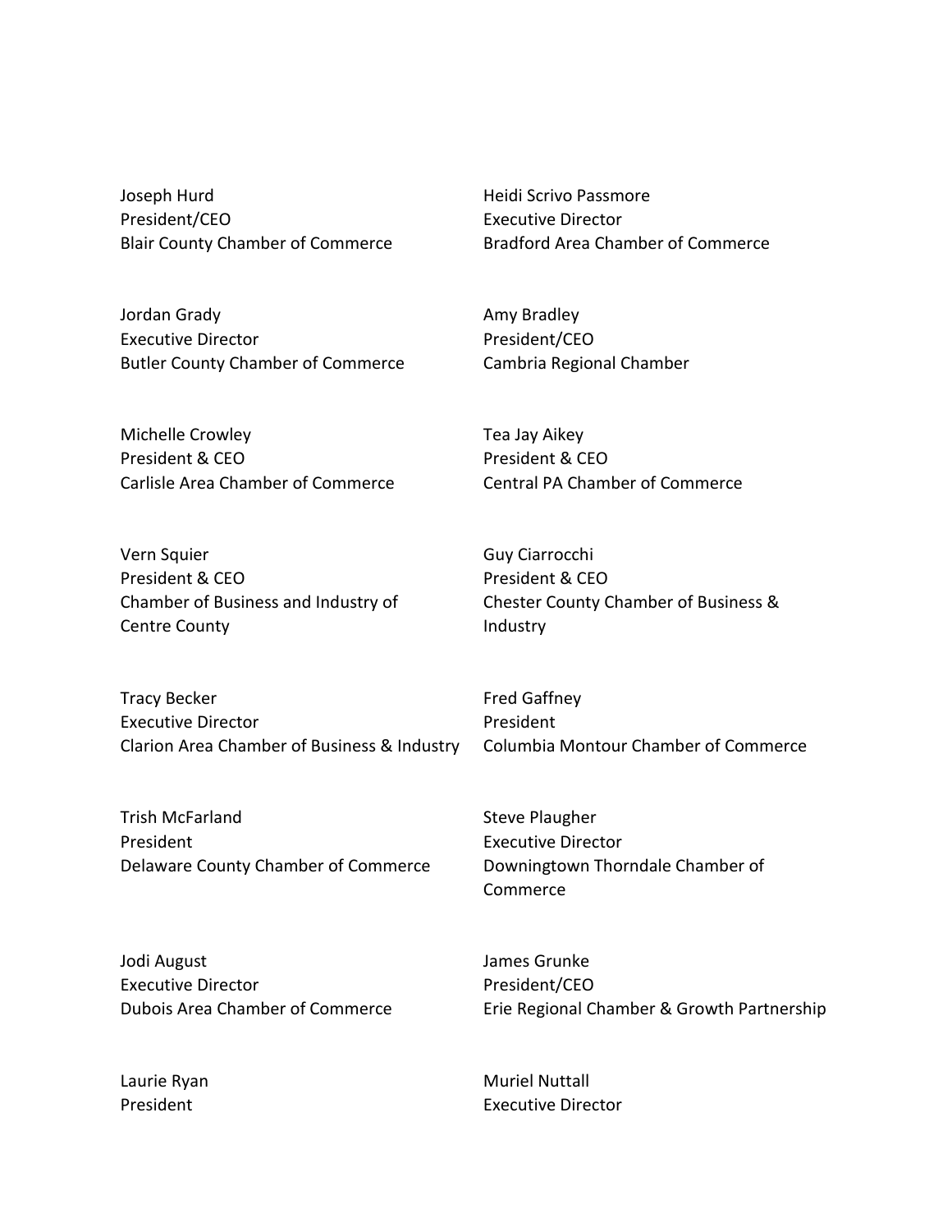Joseph Hurd
President/CEO
Blair County Chamber of Commerce

Heidi Scrivo Passmore
Executive Director
Bradford Area Chamber of Commerce

Jordan Grady
Executive Director
Butler County Chamber of Commerce

Amy Bradley
President/CEO
Cambria Regional Chamber

Michelle Crowley
President & CEO
Carlisle Area Chamber of Commerce

Tea Jay Aikey
President & CEO
Central PA Chamber of Commerce

Vern Squier
President & CEO
Chamber of Business and Industry of Centre County

Guy Ciarrocchi
President & CEO
Chester County Chamber of Business & Industry

Tracy Becker
Executive Director
Clarion Area Chamber of Business & Industry

Fred Gaffney
President
Columbia Montour Chamber of Commerce

Trish McFarland
President
Delaware County Chamber of Commerce

Steve Plaugher
Executive Director
Downingtown Thorndale Chamber of Commerce

Jodi August
Executive Director
Dubois Area Chamber of Commerce

James Grunke
President/CEO
Erie Regional Chamber & Growth Partnership

Laurie Ryan
President

Muriel Nuttall
Executive Director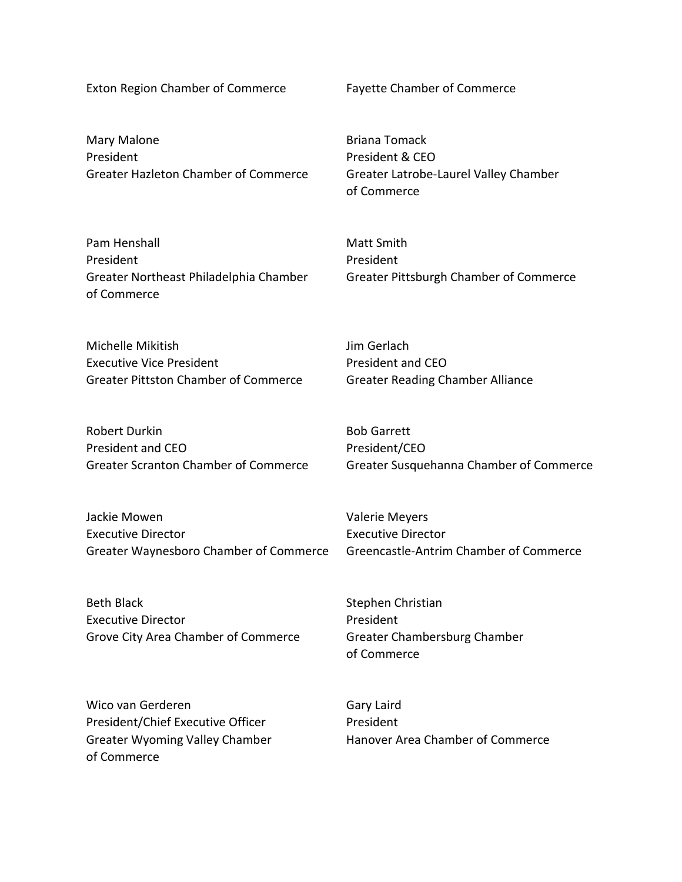Exton Region Chamber of Commerce

Fayette Chamber of Commerce

Mary Malone
President
Greater Hazleton Chamber of Commerce

Briana Tomack
President & CEO
Greater Latrobe-Laurel Valley Chamber of Commerce

Pam Henshall
President
Greater Northeast Philadelphia Chamber of Commerce

Matt Smith
President
Greater Pittsburgh Chamber of Commerce

Michelle Mikitish
Executive Vice President
Greater Pittston Chamber of Commerce

Jim Gerlach
President and CEO
Greater Reading Chamber Alliance

Robert Durkin
President and CEO
Greater Scranton Chamber of Commerce

Bob Garrett
President/CEO
Greater Susquehanna Chamber of Commerce

Jackie Mowen
Executive Director
Greater Waynesboro Chamber of Commerce

Valerie Meyers
Executive Director
Greencastle-Antrim Chamber of Commerce

Beth Black
Executive Director
Grove City Area Chamber of Commerce

Stephen Christian
President
Greater Chambersburg Chamber of Commerce

Wico van Gerderen
President/Chief Executive Officer
Greater Wyoming Valley Chamber of Commerce

Gary Laird
President
Hanover Area Chamber of Commerce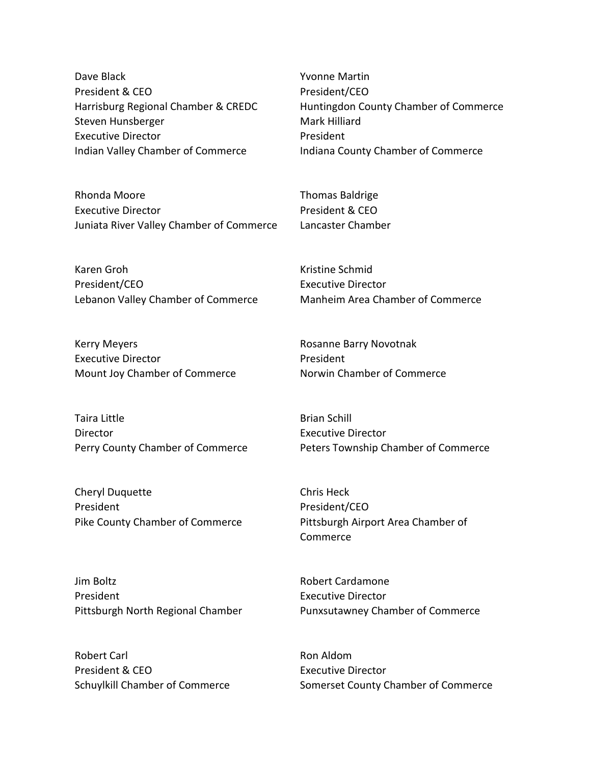Dave Black
President & CEO
Harrisburg Regional Chamber & CREDC

Yvonne Martin
President/CEO
Huntingdon County Chamber of Commerce

Steven Hunsberger
Executive Director
Indian Valley Chamber of Commerce

Mark Hilliard
President
Indiana County Chamber of Commerce

Rhonda Moore
Executive Director
Juniata River Valley Chamber of Commerce

Thomas Baldrige
President & CEO
Lancaster Chamber

Karen Groh
President/CEO
Lebanon Valley Chamber of Commerce

Kristine Schmid
Executive Director
Manheim Area Chamber of Commerce

Kerry Meyers
Executive Director
Mount Joy Chamber of Commerce

Rosanne Barry Novotnak
President
Norwin Chamber of Commerce

Taira Little
Director
Perry County Chamber of Commerce

Brian Schill
Executive Director
Peters Township Chamber of Commerce

Cheryl Duquette
President
Pike County Chamber of Commerce

Chris Heck
President/CEO
Pittsburgh Airport Area Chamber of Commerce

Jim Boltz
President
Pittsburgh North Regional Chamber

Robert Cardamone
Executive Director
Punxsutawney Chamber of Commerce

Robert Carl
President & CEO
Schuylkill Chamber of Commerce

Ron Aldom
Executive Director
Somerset County Chamber of Commerce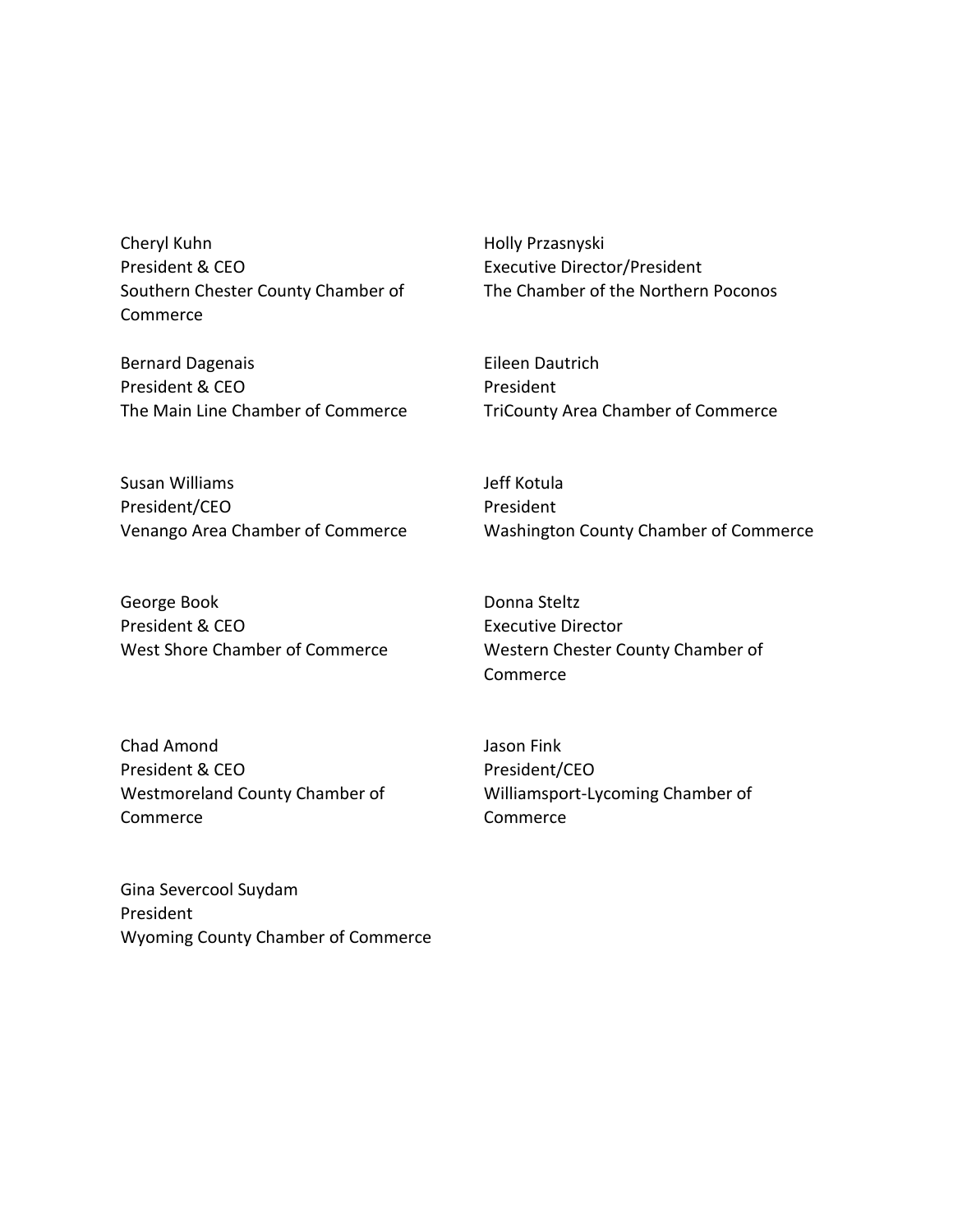Cheryl Kuhn
President & CEO
Southern Chester County Chamber of Commerce

Holly Przasnyski
Executive Director/President
The Chamber of the Northern Poconos

Bernard Dagenais
President & CEO
The Main Line Chamber of Commerce

Eileen Dautrich
President
TriCounty Area Chamber of Commerce

Susan Williams
President/CEO
Venango Area Chamber of Commerce

Jeff Kotula
President
Washington County Chamber of Commerce

George Book
President & CEO
West Shore Chamber of Commerce

Donna Steltz
Executive Director
Western Chester County Chamber of Commerce

Chad Amond
President & CEO
Westmoreland County Chamber of Commerce

Jason Fink
President/CEO
Williamsport-Lycoming Chamber of Commerce

Gina Severcool Suydam
President
Wyoming County Chamber of Commerce